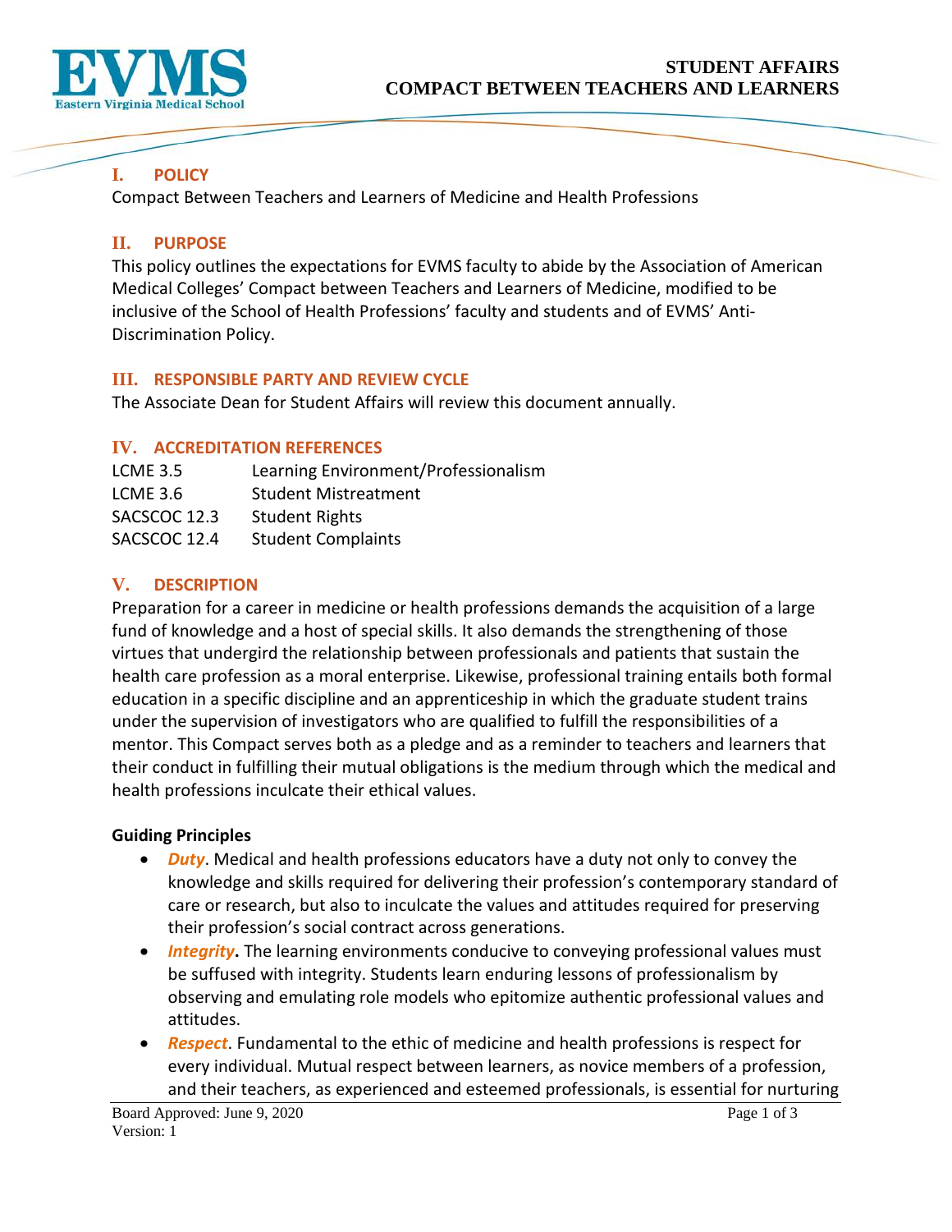# STUDENT AFFAIRS
# COMPACT BETWEEN TEACHERS AND LEARNERS

## I. POLICY

Compact Between Teachers and Learners of Medicine and Health Professions

## II. PURPOSE

This policy outlines the expectations for EVMS faculty to abide by the Association of American Medical Colleges' Compact between Teachers and Learners of Medicine, modified to be inclusive of the School of Health Professions' faculty and students and of EVMS' Anti-Discrimination Policy.

## III. RESPONSIBLE PARTY AND REVIEW CYCLE

The Associate Dean for Student Affairs will review this document annually.

## IV. ACCREDITATION REFERENCES

| | |
|---|---|
| LCME 3.5 | Learning Environment/Professionalism |
| LCME 3.6 | Student Mistreatment |
| SACSCOC 12.3 | Student Rights |
| SACSCOC 12.4 | Student Complaints |

## V. DESCRIPTION

Preparation for a career in medicine or health professions demands the acquisition of a large fund of knowledge and a host of special skills. It also demands the strengthening of those virtues that undergird the relationship between professionals and patients that sustain the health care profession as a moral enterprise. Likewise, professional training entails both formal education in a specific discipline and an apprenticeship in which the graduate student trains under the supervision of investigators who are qualified to fulfill the responsibilities of a mentor. This Compact serves both as a pledge and as a reminder to teachers and learners that their conduct in fulfilling their mutual obligations is the medium through which the medical and health professions inculcate their ethical values.

**Guiding Principles**

- ***Duty***. Medical and health professions educators have a duty not only to convey the knowledge and skills required for delivering their profession's contemporary standard of care or research, but also to inculcate the values and attitudes required for preserving their profession's social contract across generations.
- ***Integrity*.** The learning environments conducive to conveying professional values must be suffused with integrity. Students learn enduring lessons of professionalism by observing and emulating role models who epitomize authentic professional values and attitudes.
- ***Respect***. Fundamental to the ethic of medicine and health professions is respect for every individual. Mutual respect between learners, as novice members of a profession, and their teachers, as experienced and esteemed professionals, is essential for nurturing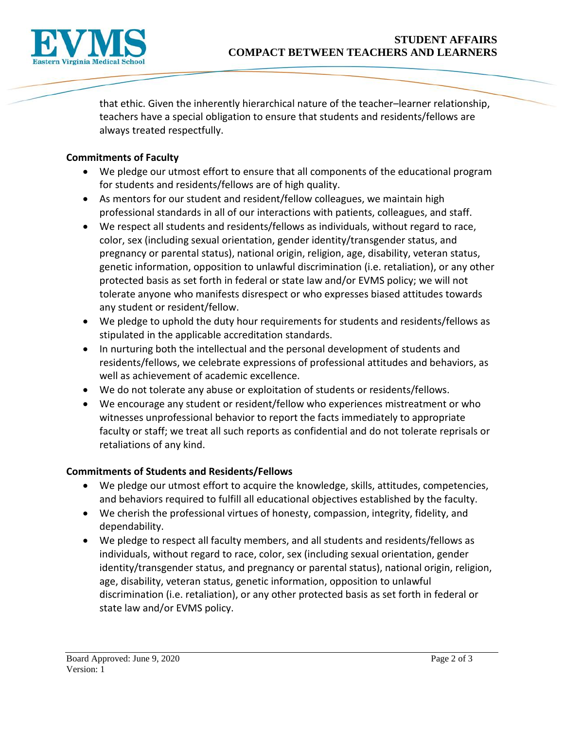that ethic. Given the inherently hierarchical nature of the teacher–learner relationship, teachers have a special obligation to ensure that students and residents/fellows are always treated respectfully.

**Commitments of Faculty**

- We pledge our utmost effort to ensure that all components of the educational program for students and residents/fellows are of high quality.
- As mentors for our student and resident/fellow colleagues, we maintain high professional standards in all of our interactions with patients, colleagues, and staff.
- We respect all students and residents/fellows as individuals, without regard to race, color, sex (including sexual orientation, gender identity/transgender status, and pregnancy or parental status), national origin, religion, age, disability, veteran status, genetic information, opposition to unlawful discrimination (i.e. retaliation), or any other protected basis as set forth in federal or state law and/or EVMS policy; we will not tolerate anyone who manifests disrespect or who expresses biased attitudes towards any student or resident/fellow.
- We pledge to uphold the duty hour requirements for students and residents/fellows as stipulated in the applicable accreditation standards.
- In nurturing both the intellectual and the personal development of students and residents/fellows, we celebrate expressions of professional attitudes and behaviors, as well as achievement of academic excellence.
- We do not tolerate any abuse or exploitation of students or residents/fellows.
- We encourage any student or resident/fellow who experiences mistreatment or who witnesses unprofessional behavior to report the facts immediately to appropriate faculty or staff; we treat all such reports as confidential and do not tolerate reprisals or retaliations of any kind.

**Commitments of Students and Residents/Fellows**

- We pledge our utmost effort to acquire the knowledge, skills, attitudes, competencies, and behaviors required to fulfill all educational objectives established by the faculty.
- We cherish the professional virtues of honesty, compassion, integrity, fidelity, and dependability.
- We pledge to respect all faculty members, and all students and residents/fellows as individuals, without regard to race, color, sex (including sexual orientation, gender identity/transgender status, and pregnancy or parental status), national origin, religion, age, disability, veteran status, genetic information, opposition to unlawful discrimination (i.e. retaliation), or any other protected basis as set forth in federal or state law and/or EVMS policy.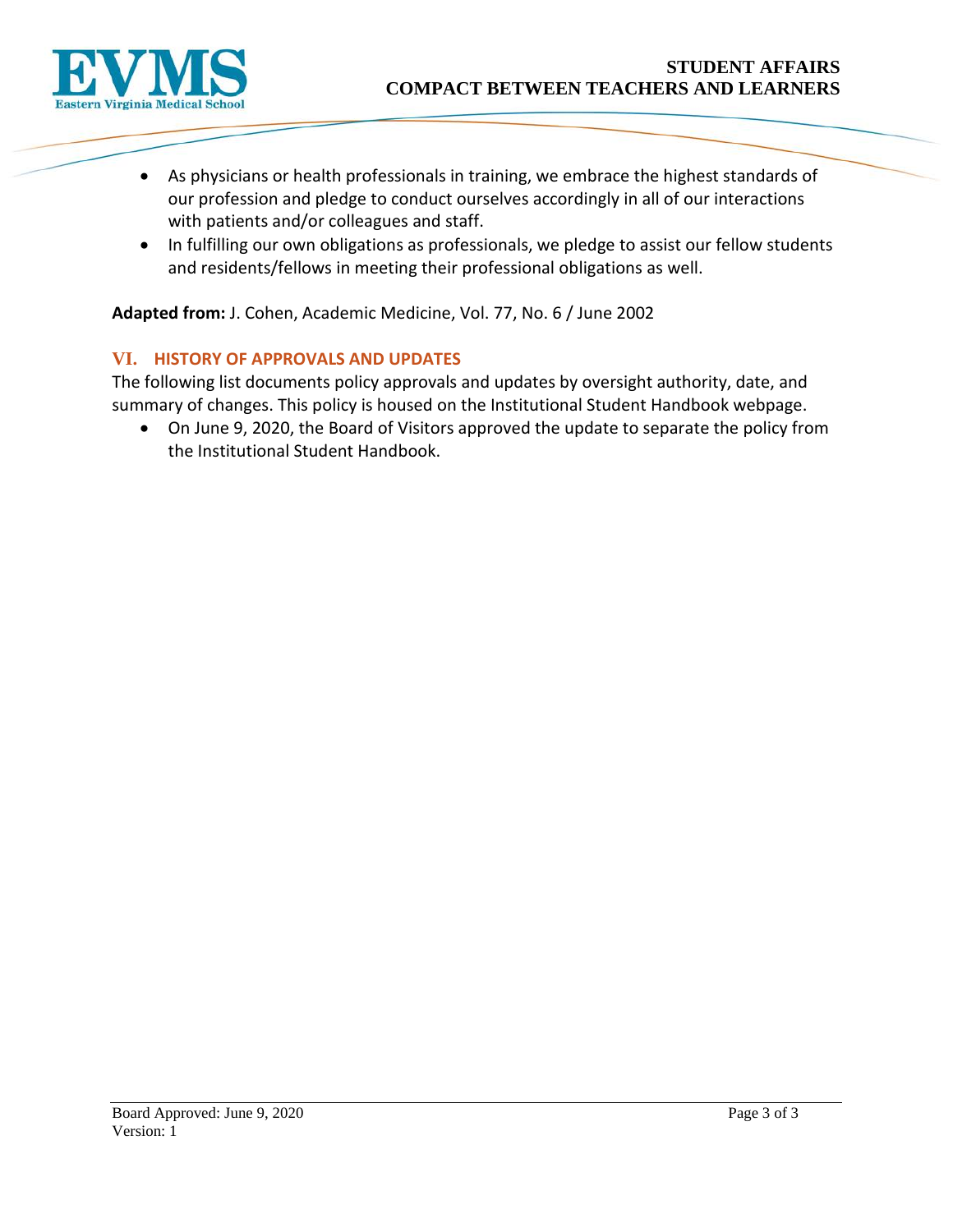- As physicians or health professionals in training, we embrace the highest standards of our profession and pledge to conduct ourselves accordingly in all of our interactions with patients and/or colleagues and staff.
- In fulfilling our own obligations as professionals, we pledge to assist our fellow students and residents/fellows in meeting their professional obligations as well.

**Adapted from:** J. Cohen, Academic Medicine, Vol. 77, No. 6 / June 2002

## VI. HISTORY OF APPROVALS AND UPDATES

The following list documents policy approvals and updates by oversight authority, date, and summary of changes. This policy is housed on the Institutional Student Handbook webpage.

- On June 9, 2020, the Board of Visitors approved the update to separate the policy from the Institutional Student Handbook.